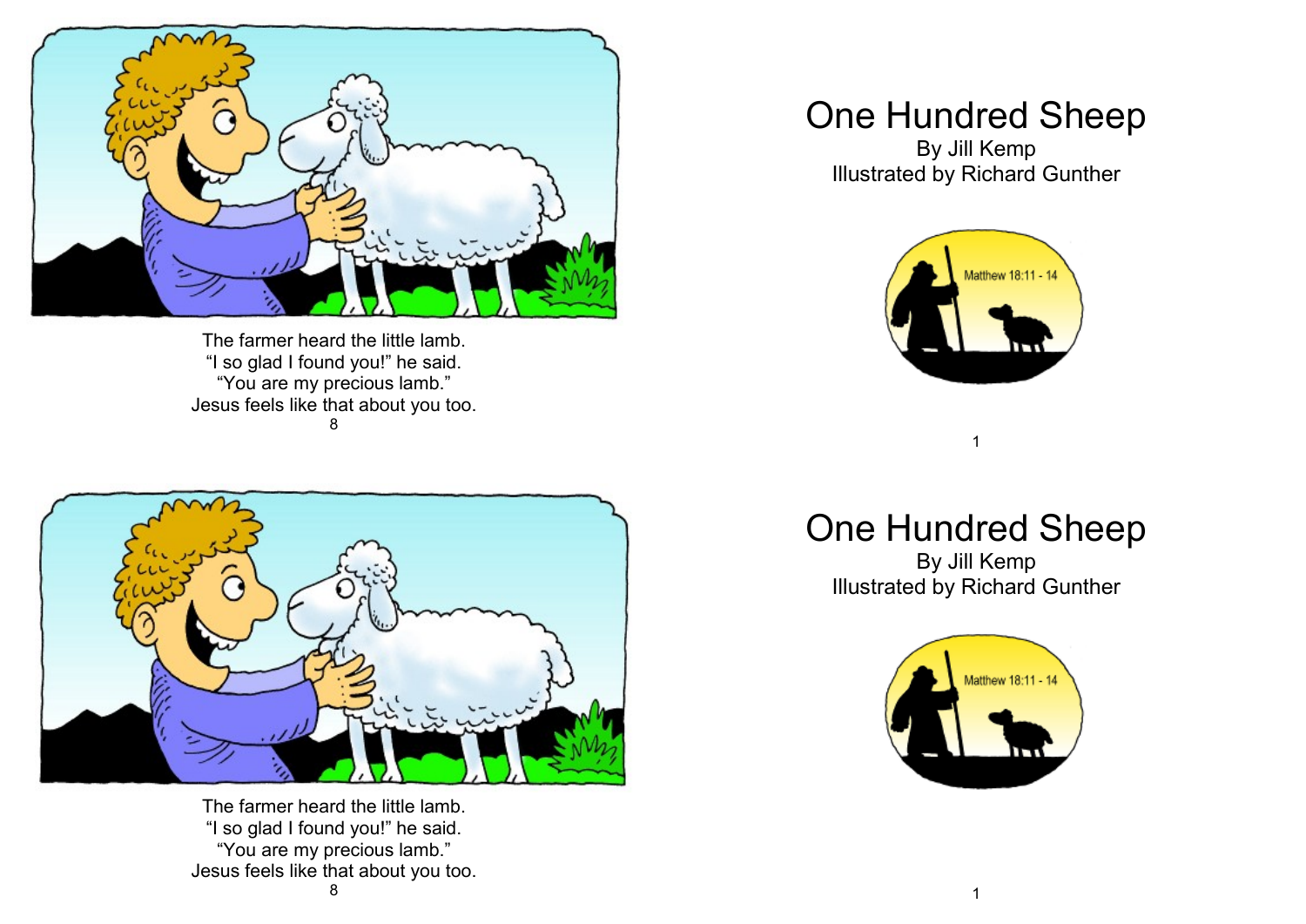The farmer heard the little lamb.
"I so glad I found you!" he said.
"You are my precious lamb."
Jesus feels like that about you too.

# One Hundred Sheep

By Jill Kemp
Illustrated by Richard Gunther

Matthew 18:11 - 14

The farmer heard the little lamb.
"I so glad I found you!" he said.
"You are my precious lamb."
Jesus feels like that about you too.

# One Hundred Sheep

By Jill Kemp
Illustrated by Richard Gunther

Matthew 18:11 - 14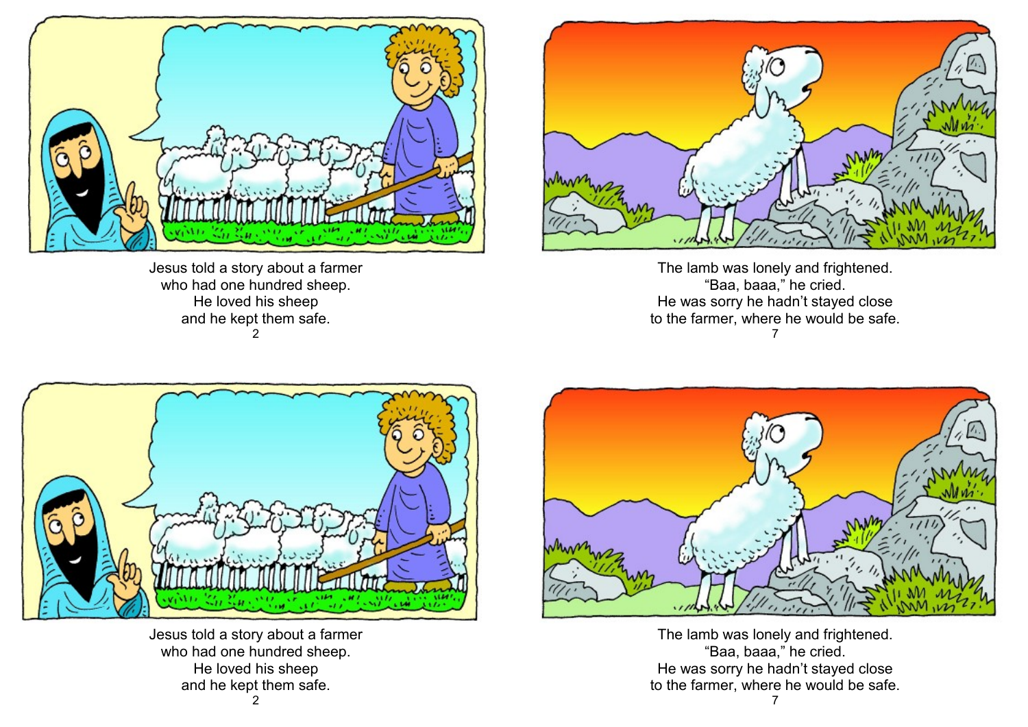Jesus told a story about a farmer
who had one hundred sheep.
He loved his sheep
and he kept them safe.

The lamb was lonely and frightened.
“Baa, baaa,” he cried.
He was sorry he hadn’t stayed close
to the farmer, where he would be safe.

Jesus told a story about a farmer
who had one hundred sheep.
He loved his sheep
and he kept them safe.

The lamb was lonely and frightened.
“Baa, baaa,” he cried.
He was sorry he hadn’t stayed close
to the farmer, where he would be safe.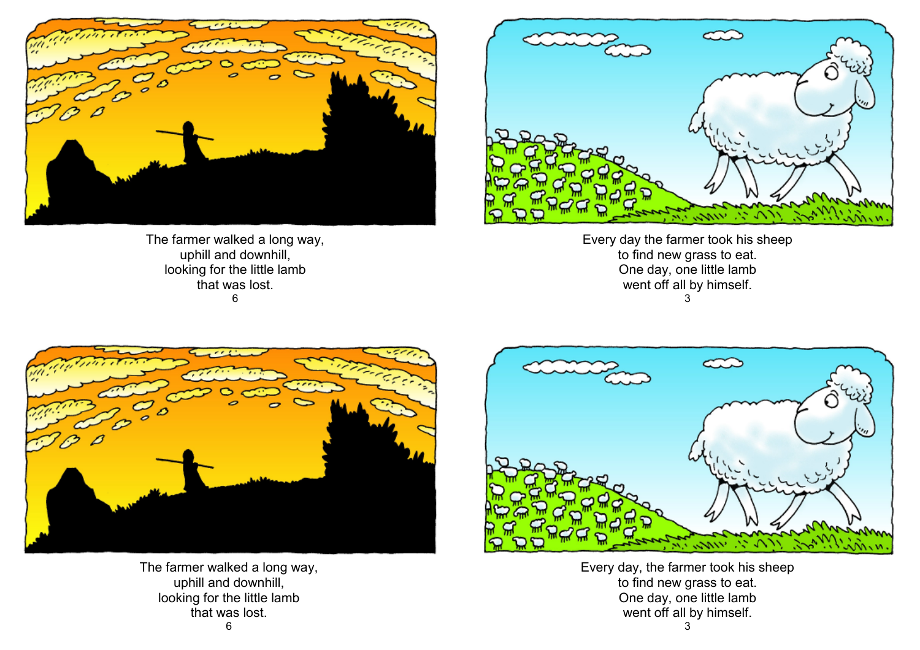The farmer walked a long way,
uphill and downhill,
looking for the little lamb
that was lost.

Every day the farmer took his sheep
to find new grass to eat.
One day, one little lamb
went off all by himself.

The farmer walked a long way,
uphill and downhill,
looking for the little lamb
that was lost.

Every day, the farmer took his sheep
to find new grass to eat.
One day, one little lamb
went off all by himself.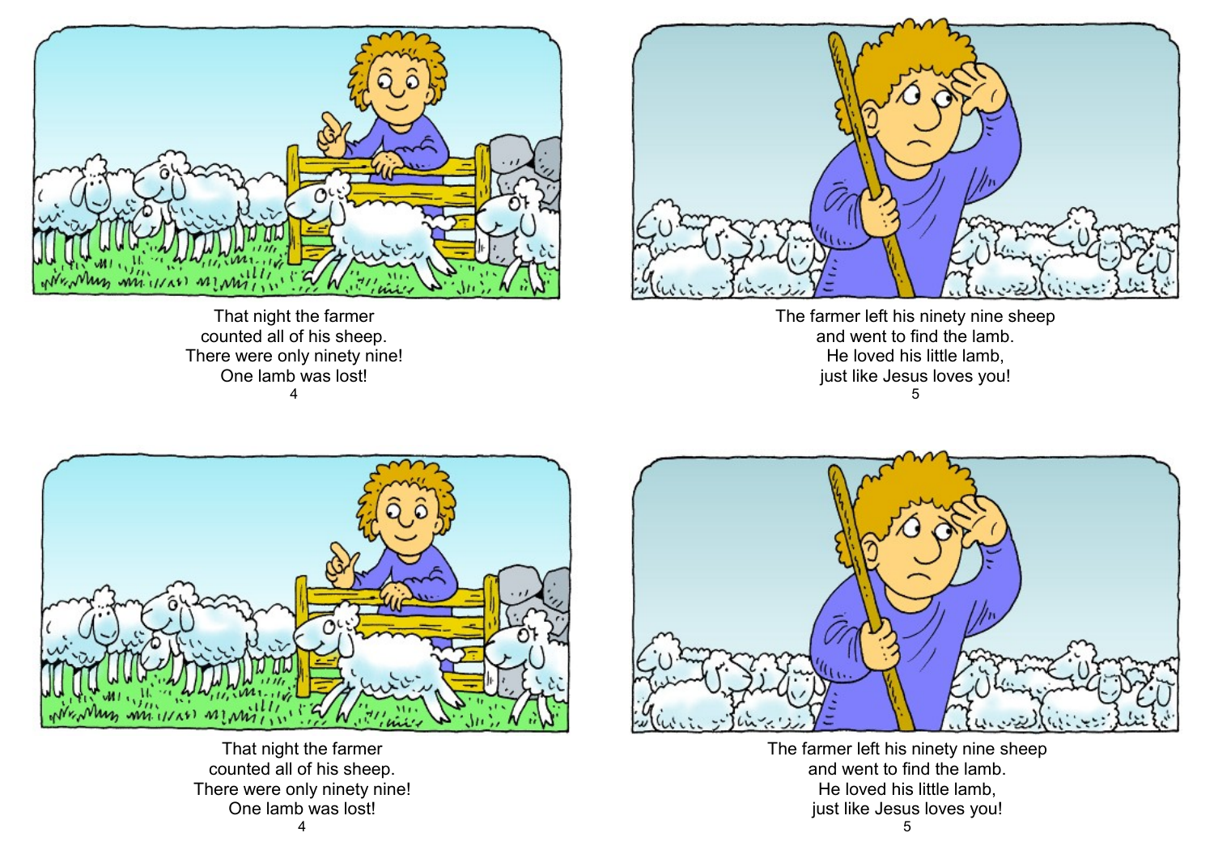That night the farmer
counted all of his sheep.
There were only ninety nine!
One lamb was lost!

The farmer left his ninety nine sheep
and went to find the lamb.
He loved his little lamb,
just like Jesus loves you!

That night the farmer
counted all of his sheep.
There were only ninety nine!
One lamb was lost!

The farmer left his ninety nine sheep
and went to find the lamb.
He loved his little lamb,
just like Jesus loves you!